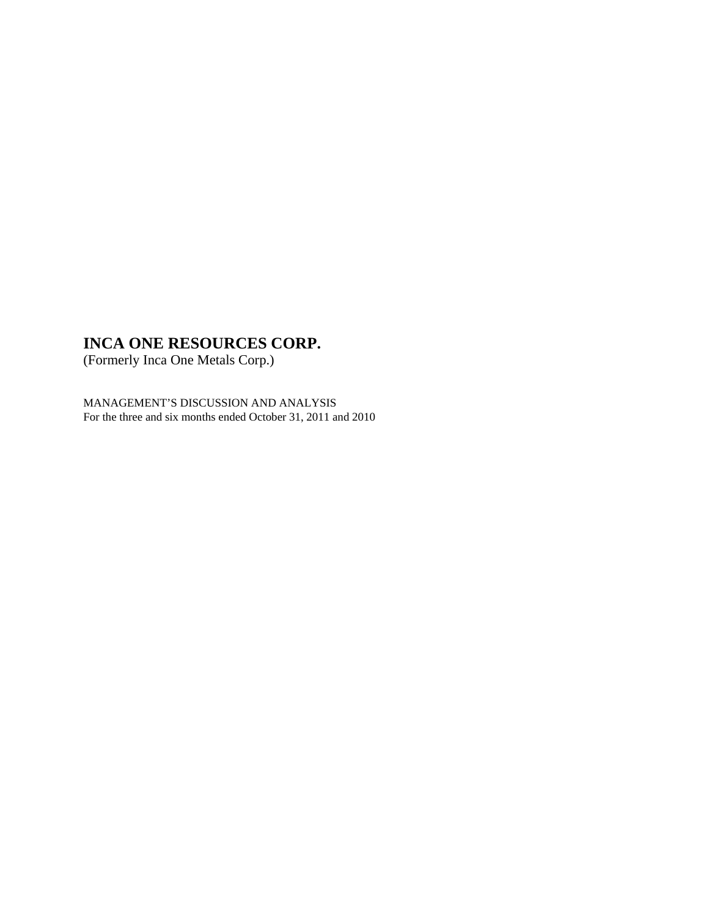# INCA ONE RESOURCES CORP.

(Formerly Inca One Metals Corp.)

MANAGEMENT'S DISCUSSION AND ANALYSIS
For the three and six months ended October 31, 2011 and 2010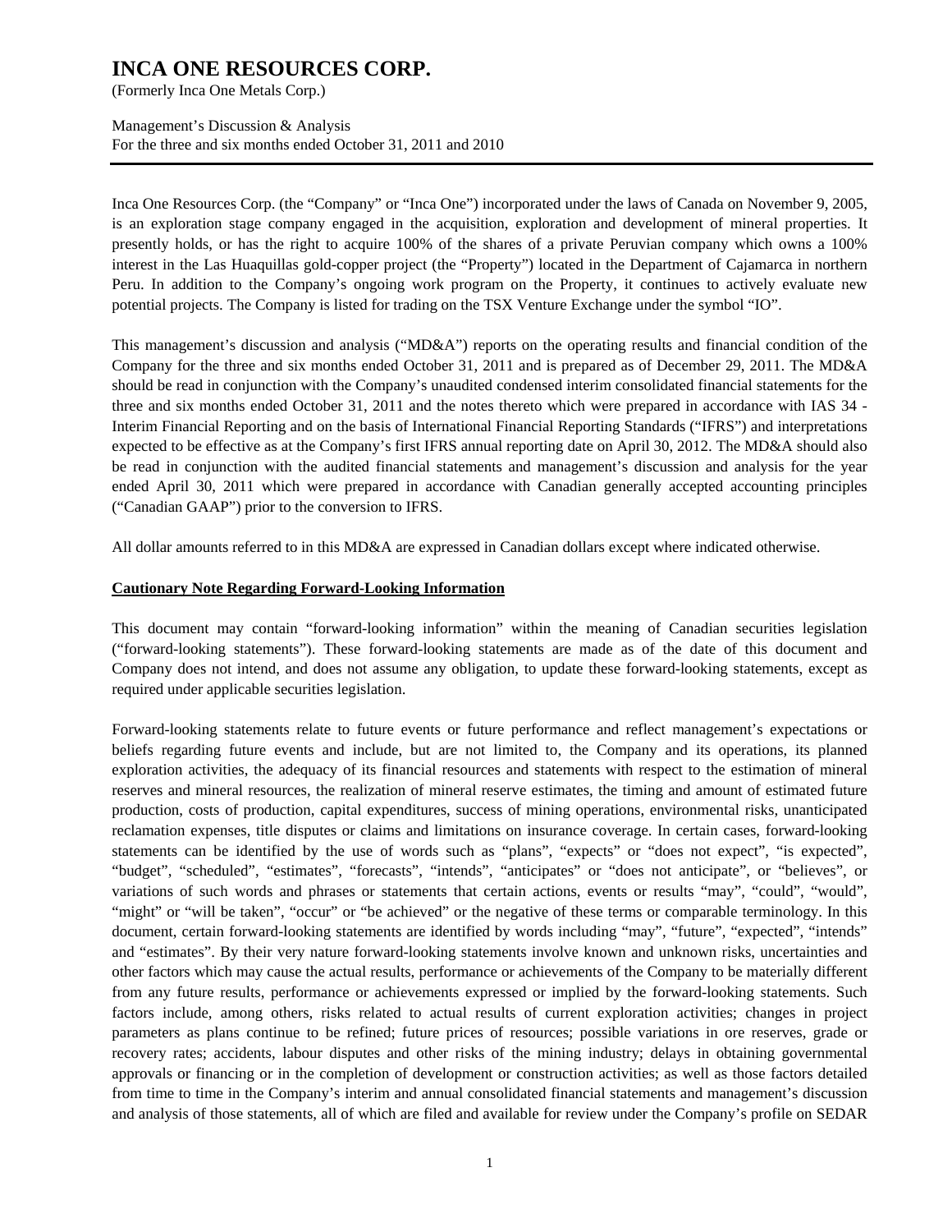# INCA ONE RESOURCES CORP.

(Formerly Inca One Metals Corp.)

Management's Discussion & Analysis
For the three and six months ended October 31, 2011 and 2010

Inca One Resources Corp. (the "Company" or "Inca One") incorporated under the laws of Canada on November 9, 2005, is an exploration stage company engaged in the acquisition, exploration and development of mineral properties. It presently holds, or has the right to acquire 100% of the shares of a private Peruvian company which owns a 100% interest in the Las Huaquillas gold-copper project (the "Property") located in the Department of Cajamarca in northern Peru. In addition to the Company's ongoing work program on the Property, it continues to actively evaluate new potential projects. The Company is listed for trading on the TSX Venture Exchange under the symbol "IO".

This management's discussion and analysis ("MD&A") reports on the operating results and financial condition of the Company for the three and six months ended October 31, 2011 and is prepared as of December 29, 2011. The MD&A should be read in conjunction with the Company's unaudited condensed interim consolidated financial statements for the three and six months ended October 31, 2011 and the notes thereto which were prepared in accordance with IAS 34 - Interim Financial Reporting and on the basis of International Financial Reporting Standards ("IFRS") and interpretations expected to be effective as at the Company's first IFRS annual reporting date on April 30, 2012. The MD&A should also be read in conjunction with the audited financial statements and management's discussion and analysis for the year ended April 30, 2011 which were prepared in accordance with Canadian generally accepted accounting principles ("Canadian GAAP") prior to the conversion to IFRS.

All dollar amounts referred to in this MD&A are expressed in Canadian dollars except where indicated otherwise.

**Cautionary Note Regarding Forward-Looking Information**

This document may contain "forward-looking information" within the meaning of Canadian securities legislation ("forward-looking statements"). These forward-looking statements are made as of the date of this document and Company does not intend, and does not assume any obligation, to update these forward-looking statements, except as required under applicable securities legislation.

Forward-looking statements relate to future events or future performance and reflect management's expectations or beliefs regarding future events and include, but are not limited to, the Company and its operations, its planned exploration activities, the adequacy of its financial resources and statements with respect to the estimation of mineral reserves and mineral resources, the realization of mineral reserve estimates, the timing and amount of estimated future production, costs of production, capital expenditures, success of mining operations, environmental risks, unanticipated reclamation expenses, title disputes or claims and limitations on insurance coverage. In certain cases, forward-looking statements can be identified by the use of words such as "plans", "expects" or "does not expect", "is expected", "budget", "scheduled", "estimates", "forecasts", "intends", "anticipates" or "does not anticipate", or "believes", or variations of such words and phrases or statements that certain actions, events or results "may", "could", "would", "might" or "will be taken", "occur" or "be achieved" or the negative of these terms or comparable terminology. In this document, certain forward-looking statements are identified by words including "may", "future", "expected", "intends" and "estimates". By their very nature forward-looking statements involve known and unknown risks, uncertainties and other factors which may cause the actual results, performance or achievements of the Company to be materially different from any future results, performance or achievements expressed or implied by the forward-looking statements. Such factors include, among others, risks related to actual results of current exploration activities; changes in project parameters as plans continue to be refined; future prices of resources; possible variations in ore reserves, grade or recovery rates; accidents, labour disputes and other risks of the mining industry; delays in obtaining governmental approvals or financing or in the completion of development or construction activities; as well as those factors detailed from time to time in the Company's interim and annual consolidated financial statements and management's discussion and analysis of those statements, all of which are filed and available for review under the Company's profile on SEDAR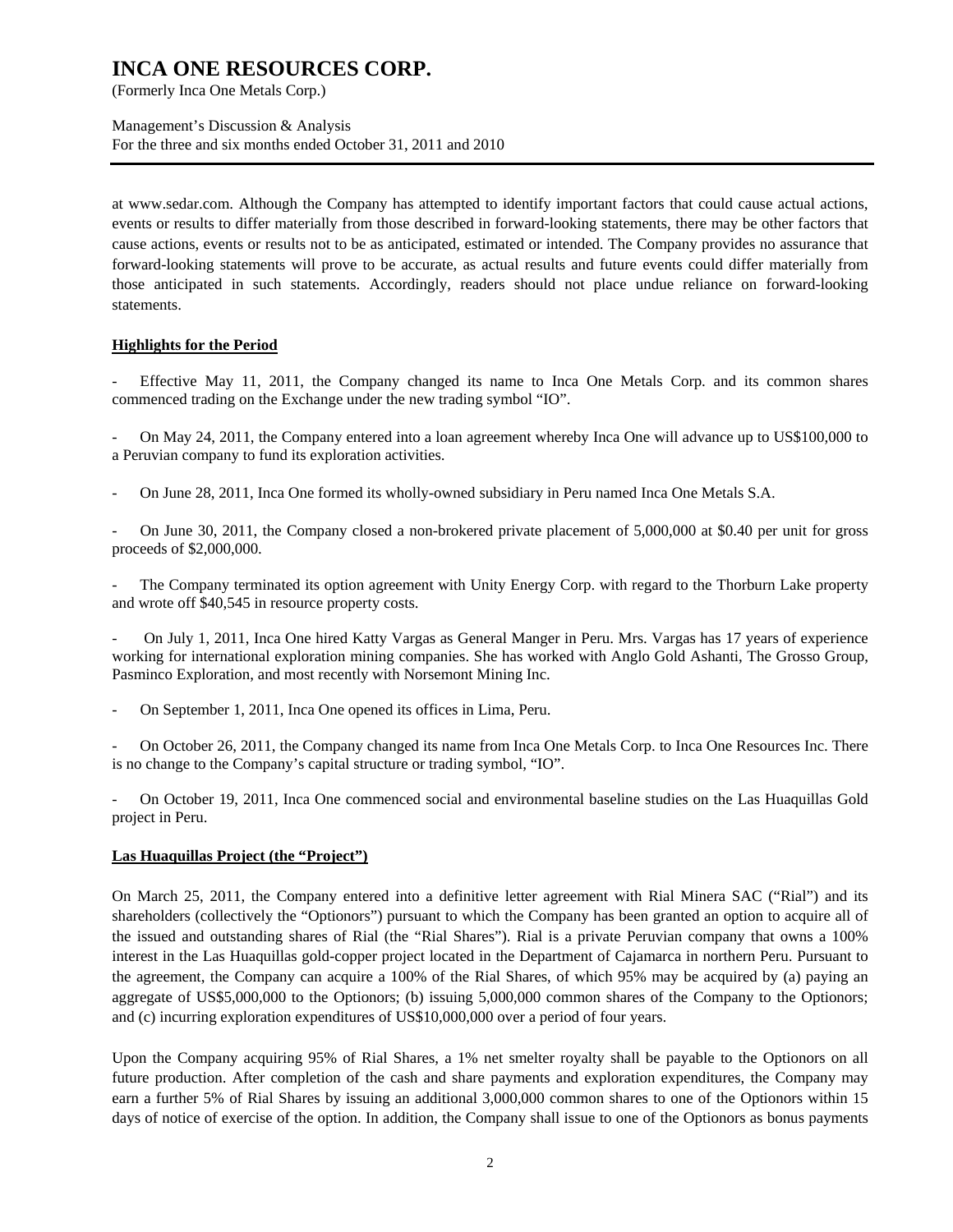at www.sedar.com. Although the Company has attempted to identify important factors that could cause actual actions, events or results to differ materially from those described in forward-looking statements, there may be other factors that cause actions, events or results not to be as anticipated, estimated or intended. The Company provides no assurance that forward-looking statements will prove to be accurate, as actual results and future events could differ materially from those anticipated in such statements. Accordingly, readers should not place undue reliance on forward-looking statements.

## Highlights for the Period

- Effective May 11, 2011, the Company changed its name to Inca One Metals Corp. and its common shares commenced trading on the Exchange under the new trading symbol "IO".

- On May 24, 2011, the Company entered into a loan agreement whereby Inca One will advance up to US$100,000 to a Peruvian company to fund its exploration activities.

- On June 28, 2011, Inca One formed its wholly-owned subsidiary in Peru named Inca One Metals S.A.

- On June 30, 2011, the Company closed a non-brokered private placement of 5,000,000 at $0.40 per unit for gross proceeds of $2,000,000.

- The Company terminated its option agreement with Unity Energy Corp. with regard to the Thorburn Lake property and wrote off $40,545 in resource property costs.

- On July 1, 2011, Inca One hired Katty Vargas as General Manger in Peru. Mrs. Vargas has 17 years of experience working for international exploration mining companies. She has worked with Anglo Gold Ashanti, The Grosso Group, Pasminco Exploration, and most recently with Norsemont Mining Inc.

- On September 1, 2011, Inca One opened its offices in Lima, Peru.

- On October 26, 2011, the Company changed its name from Inca One Metals Corp. to Inca One Resources Inc. There is no change to the Company's capital structure or trading symbol, "IO".

- On October 19, 2011, Inca One commenced social and environmental baseline studies on the Las Huaquillas Gold project in Peru.

## Las Huaquillas Project (the "Project")

On March 25, 2011, the Company entered into a definitive letter agreement with Rial Minera SAC ("Rial") and its shareholders (collectively the "Optionors") pursuant to which the Company has been granted an option to acquire all of the issued and outstanding shares of Rial (the "Rial Shares"). Rial is a private Peruvian company that owns a 100% interest in the Las Huaquillas gold-copper project located in the Department of Cajamarca in northern Peru. Pursuant to the agreement, the Company can acquire a 100% of the Rial Shares, of which 95% may be acquired by (a) paying an aggregate of US$5,000,000 to the Optionors; (b) issuing 5,000,000 common shares of the Company to the Optionors; and (c) incurring exploration expenditures of US$10,000,000 over a period of four years.

Upon the Company acquiring 95% of Rial Shares, a 1% net smelter royalty shall be payable to the Optionors on all future production. After completion of the cash and share payments and exploration expenditures, the Company may earn a further 5% of Rial Shares by issuing an additional 3,000,000 common shares to one of the Optionors within 15 days of notice of exercise of the option. In addition, the Company shall issue to one of the Optionors as bonus payments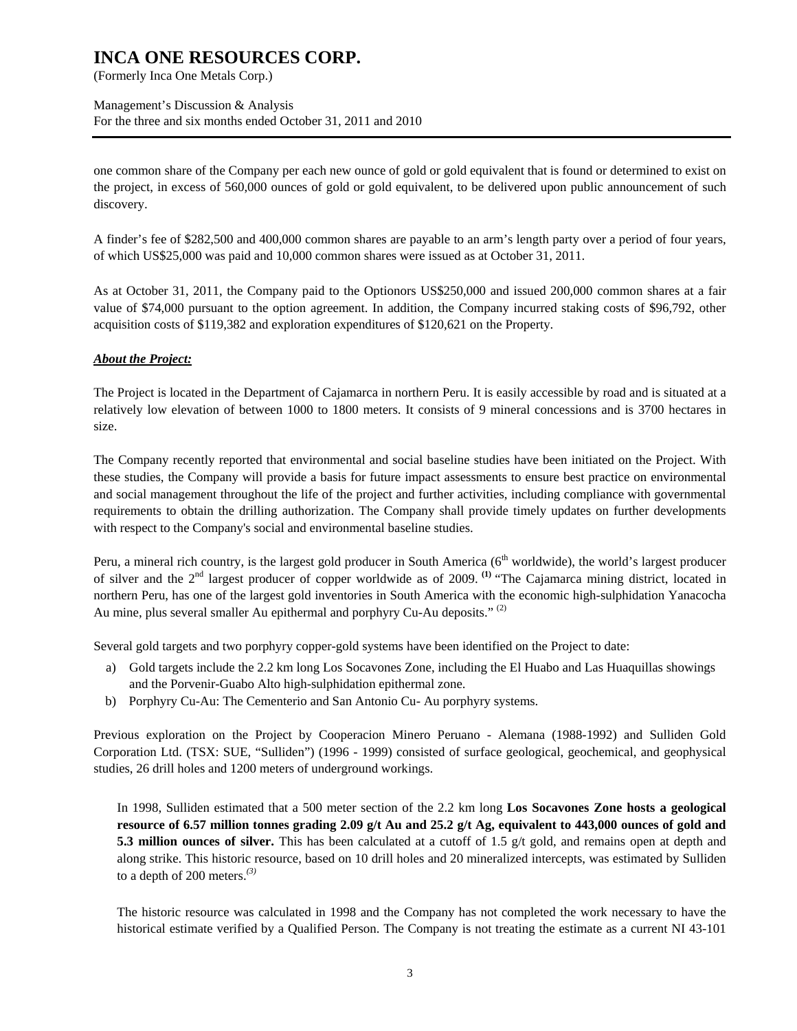one common share of the Company per each new ounce of gold or gold equivalent that is found or determined to exist on the project, in excess of 560,000 ounces of gold or gold equivalent, to be delivered upon public announcement of such discovery.

A finder's fee of $282,500 and 400,000 common shares are payable to an arm's length party over a period of four years, of which US$25,000 was paid and 10,000 common shares were issued as at October 31, 2011.

As at October 31, 2011, the Company paid to the Optionors US$250,000 and issued 200,000 common shares at a fair value of $74,000 pursuant to the option agreement. In addition, the Company incurred staking costs of $96,792, other acquisition costs of $119,382 and exploration expenditures of $120,621 on the Property.

***About the Project:***

The Project is located in the Department of Cajamarca in northern Peru. It is easily accessible by road and is situated at a relatively low elevation of between 1000 to 1800 meters. It consists of 9 mineral concessions and is 3700 hectares in size.

The Company recently reported that environmental and social baseline studies have been initiated on the Project. With these studies, the Company will provide a basis for future impact assessments to ensure best practice on environmental and social management throughout the life of the project and further activities, including compliance with governmental requirements to obtain the drilling authorization. The Company shall provide timely updates on further developments with respect to the Company's social and environmental baseline studies.

Peru, a mineral rich country, is the largest gold producer in South America (6th worldwide), the world's largest producer of silver and the 2nd largest producer of copper worldwide as of 2009. **(1)** "The Cajamarca mining district, located in northern Peru, has one of the largest gold inventories in South America with the economic high-sulphidation Yanacocha Au mine, plus several smaller Au epithermal and porphyry Cu-Au deposits." (2)

Several gold targets and two porphyry copper-gold systems have been identified on the Project to date:

a) Gold targets include the 2.2 km long Los Socavones Zone, including the El Huabo and Las Huaquillas showings and the Porvenir-Guabo Alto high-sulphidation epithermal zone.
b) Porphyry Cu-Au: The Cementerio and San Antonio Cu- Au porphyry systems.

Previous exploration on the Project by Cooperacion Minero Peruano - Alemana (1988-1992) and Sulliden Gold Corporation Ltd. (TSX: SUE, "Sulliden") (1996 - 1999) consisted of surface geological, geochemical, and geophysical studies, 26 drill holes and 1200 meters of underground workings.

In 1998, Sulliden estimated that a 500 meter section of the 2.2 km long **Los Socavones Zone hosts a geological resource of 6.57 million tonnes grading 2.09 g/t Au and 25.2 g/t Ag, equivalent to 443,000 ounces of gold and 5.3 million ounces of silver.** This has been calculated at a cutoff of 1.5 g/t gold, and remains open at depth and along strike. This historic resource, based on 10 drill holes and 20 mineralized intercepts, was estimated by Sulliden to a depth of 200 meters.*(3)*

The historic resource was calculated in 1998 and the Company has not completed the work necessary to have the historical estimate verified by a Qualified Person. The Company is not treating the estimate as a current NI 43-101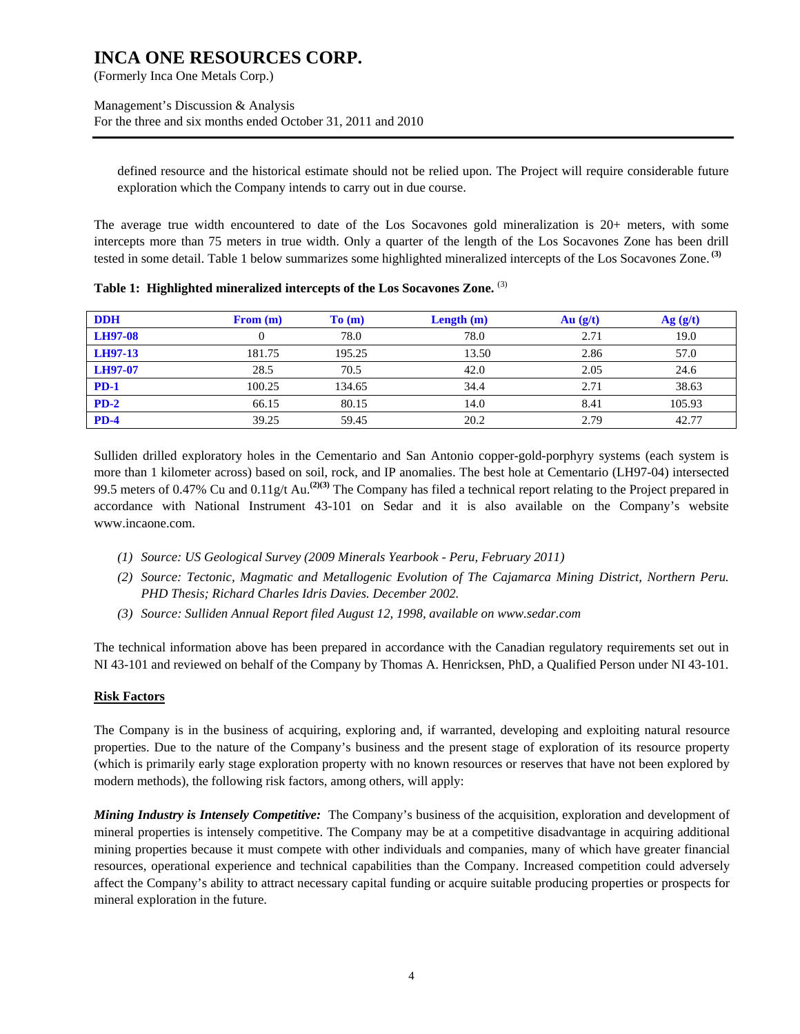defined resource and the historical estimate should not be relied upon. The Project will require considerable future exploration which the Company intends to carry out in due course.

The average true width encountered to date of the Los Socavones gold mineralization is 20+ meters, with some intercepts more than 75 meters in true width. Only a quarter of the length of the Los Socavones Zone has been drill tested in some detail. Table 1 below summarizes some highlighted mineralized intercepts of the Los Socavones Zone. [(3)]

**Table 1: Highlighted mineralized intercepts of the Los Socavones Zone.** [(3)]

| DDH | From (m) | To (m) | Length (m) | Au (g/t) | Ag (g/t) |
|---|---|---|---|---|---|
| LH97-08 | 0 | 78.0 | 78.0 | 2.71 | 19.0 |
| LH97-13 | 181.75 | 195.25 | 13.50 | 2.86 | 57.0 |
| LH97-07 | 28.5 | 70.5 | 42.0 | 2.05 | 24.6 |
| PD-1 | 100.25 | 134.65 | 34.4 | 2.71 | 38.63 |
| PD-2 | 66.15 | 80.15 | 14.0 | 8.41 | 105.93 |
| PD-4 | 39.25 | 59.45 | 20.2 | 2.79 | 42.77 |

Sulliden drilled exploratory holes in the Cementario and San Antonio copper-gold-porphyry systems (each system is more than 1 kilometer across) based on soil, rock, and IP anomalies. The best hole at Cementario (LH97-04) intersected 99.5 meters of 0.47% Cu and 0.11g/t Au.[(2)(3)] The Company has filed a technical report relating to the Project prepared in accordance with National Instrument 43-101 on Sedar and it is also available on the Company's website www.incaone.com.

*(1) Source: US Geological Survey (2009 Minerals Yearbook - Peru, February 2011)*

*(2) Source: Tectonic, Magmatic and Metallogenic Evolution of The Cajamarca Mining District, Northern Peru. PHD Thesis; Richard Charles Idris Davies. December 2002.*

*(3) Source: Sulliden Annual Report filed August 12, 1998, available on www.sedar.com*

The technical information above has been prepared in accordance with the Canadian regulatory requirements set out in NI 43-101 and reviewed on behalf of the Company by Thomas A. Henricksen, PhD, a Qualified Person under NI 43-101.

## Risk Factors

The Company is in the business of acquiring, exploring and, if warranted, developing and exploiting natural resource properties. Due to the nature of the Company's business and the present stage of exploration of its resource property (which is primarily early stage exploration property with no known resources or reserves that have not been explored by modern methods), the following risk factors, among others, will apply:

***Mining Industry is Intensely Competitive:*** The Company's business of the acquisition, exploration and development of mineral properties is intensely competitive. The Company may be at a competitive disadvantage in acquiring additional mining properties because it must compete with other individuals and companies, many of which have greater financial resources, operational experience and technical capabilities than the Company. Increased competition could adversely affect the Company's ability to attract necessary capital funding or acquire suitable producing properties or prospects for mineral exploration in the future.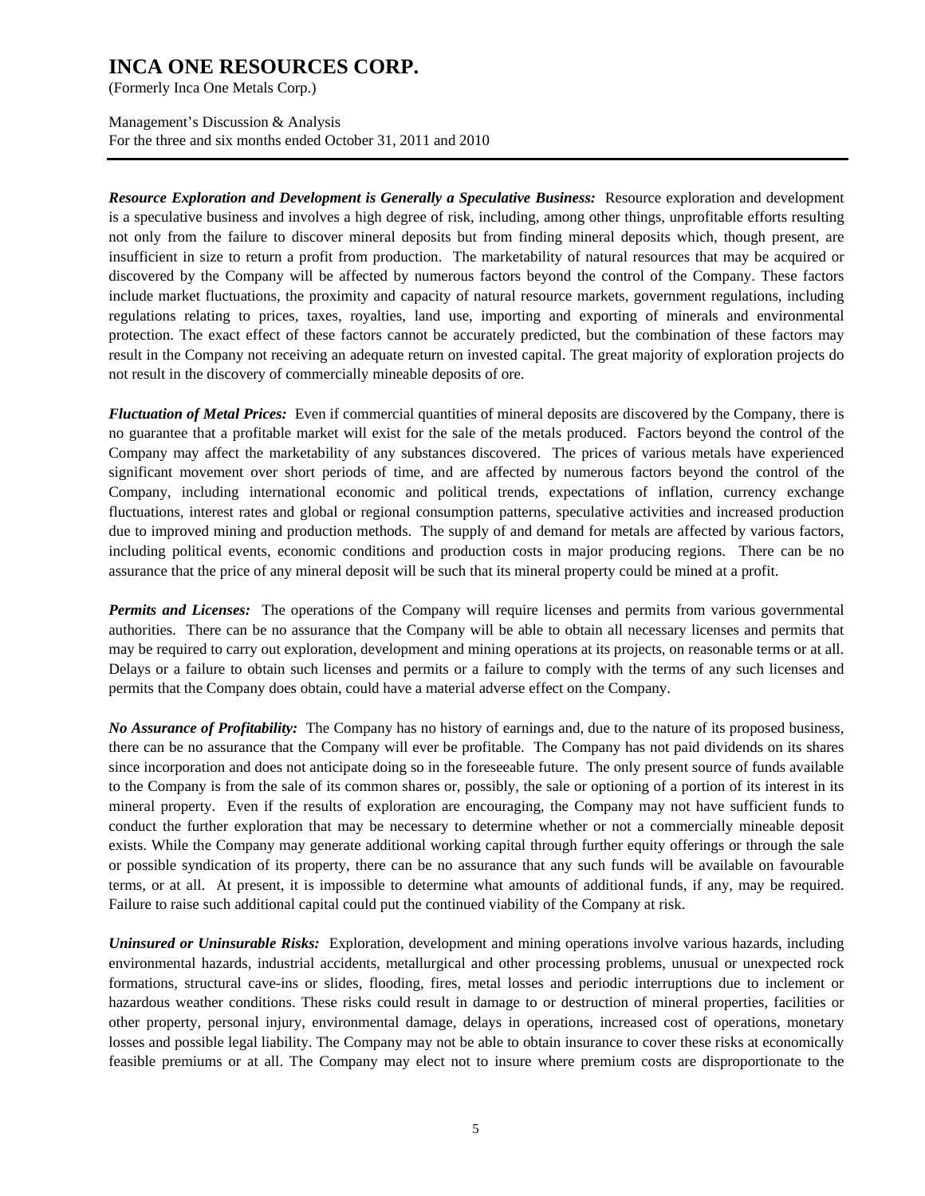***Resource Exploration and Development is Generally a Speculative Business:*** Resource exploration and development is a speculative business and involves a high degree of risk, including, among other things, unprofitable efforts resulting not only from the failure to discover mineral deposits but from finding mineral deposits which, though present, are insufficient in size to return a profit from production. The marketability of natural resources that may be acquired or discovered by the Company will be affected by numerous factors beyond the control of the Company. These factors include market fluctuations, the proximity and capacity of natural resource markets, government regulations, including regulations relating to prices, taxes, royalties, land use, importing and exporting of minerals and environmental protection. The exact effect of these factors cannot be accurately predicted, but the combination of these factors may result in the Company not receiving an adequate return on invested capital. The great majority of exploration projects do not result in the discovery of commercially mineable deposits of ore.

***Fluctuation of Metal Prices:*** Even if commercial quantities of mineral deposits are discovered by the Company, there is no guarantee that a profitable market will exist for the sale of the metals produced. Factors beyond the control of the Company may affect the marketability of any substances discovered. The prices of various metals have experienced significant movement over short periods of time, and are affected by numerous factors beyond the control of the Company, including international economic and political trends, expectations of inflation, currency exchange fluctuations, interest rates and global or regional consumption patterns, speculative activities and increased production due to improved mining and production methods. The supply of and demand for metals are affected by various factors, including political events, economic conditions and production costs in major producing regions. There can be no assurance that the price of any mineral deposit will be such that its mineral property could be mined at a profit.

***Permits and Licenses:*** The operations of the Company will require licenses and permits from various governmental authorities. There can be no assurance that the Company will be able to obtain all necessary licenses and permits that may be required to carry out exploration, development and mining operations at its projects, on reasonable terms or at all. Delays or a failure to obtain such licenses and permits or a failure to comply with the terms of any such licenses and permits that the Company does obtain, could have a material adverse effect on the Company.

***No Assurance of Profitability:*** The Company has no history of earnings and, due to the nature of its proposed business, there can be no assurance that the Company will ever be profitable. The Company has not paid dividends on its shares since incorporation and does not anticipate doing so in the foreseeable future. The only present source of funds available to the Company is from the sale of its common shares or, possibly, the sale or optioning of a portion of its interest in its mineral property. Even if the results of exploration are encouraging, the Company may not have sufficient funds to conduct the further exploration that may be necessary to determine whether or not a commercially mineable deposit exists. While the Company may generate additional working capital through further equity offerings or through the sale or possible syndication of its property, there can be no assurance that any such funds will be available on favourable terms, or at all. At present, it is impossible to determine what amounts of additional funds, if any, may be required. Failure to raise such additional capital could put the continued viability of the Company at risk.

***Uninsured or Uninsurable Risks:*** Exploration, development and mining operations involve various hazards, including environmental hazards, industrial accidents, metallurgical and other processing problems, unusual or unexpected rock formations, structural cave-ins or slides, flooding, fires, metal losses and periodic interruptions due to inclement or hazardous weather conditions. These risks could result in damage to or destruction of mineral properties, facilities or other property, personal injury, environmental damage, delays in operations, increased cost of operations, monetary losses and possible legal liability. The Company may not be able to obtain insurance to cover these risks at economically feasible premiums or at all. The Company may elect not to insure where premium costs are disproportionate to the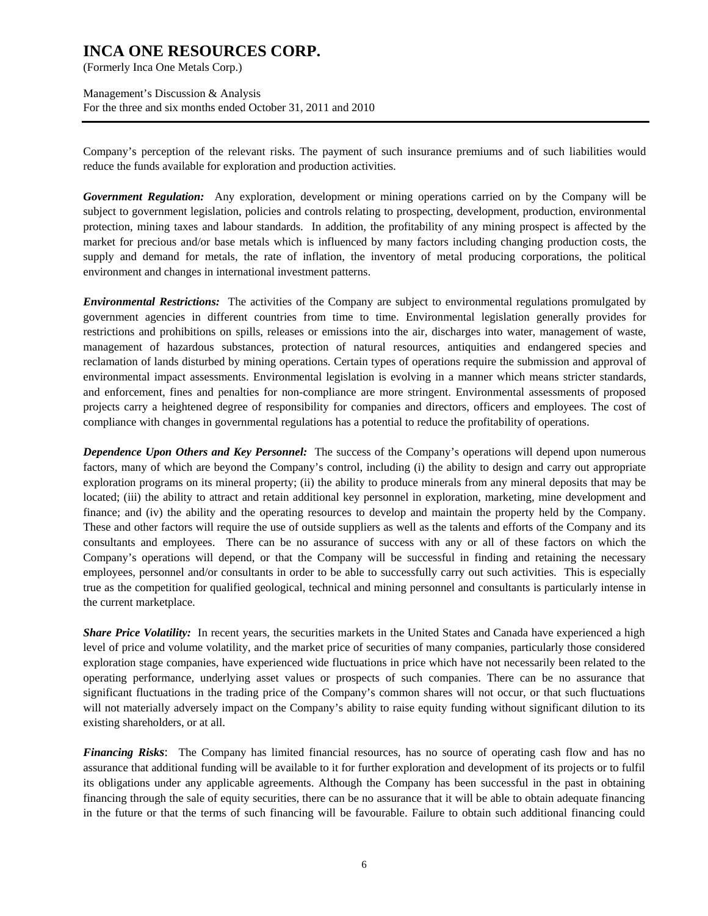Company's perception of the relevant risks. The payment of such insurance premiums and of such liabilities would reduce the funds available for exploration and production activities.

***Government Regulation:*** Any exploration, development or mining operations carried on by the Company will be subject to government legislation, policies and controls relating to prospecting, development, production, environmental protection, mining taxes and labour standards. In addition, the profitability of any mining prospect is affected by the market for precious and/or base metals which is influenced by many factors including changing production costs, the supply and demand for metals, the rate of inflation, the inventory of metal producing corporations, the political environment and changes in international investment patterns.

***Environmental Restrictions:*** The activities of the Company are subject to environmental regulations promulgated by government agencies in different countries from time to time. Environmental legislation generally provides for restrictions and prohibitions on spills, releases or emissions into the air, discharges into water, management of waste, management of hazardous substances, protection of natural resources, antiquities and endangered species and reclamation of lands disturbed by mining operations. Certain types of operations require the submission and approval of environmental impact assessments. Environmental legislation is evolving in a manner which means stricter standards, and enforcement, fines and penalties for non-compliance are more stringent. Environmental assessments of proposed projects carry a heightened degree of responsibility for companies and directors, officers and employees. The cost of compliance with changes in governmental regulations has a potential to reduce the profitability of operations.

***Dependence Upon Others and Key Personnel:*** The success of the Company's operations will depend upon numerous factors, many of which are beyond the Company's control, including (i) the ability to design and carry out appropriate exploration programs on its mineral property; (ii) the ability to produce minerals from any mineral deposits that may be located; (iii) the ability to attract and retain additional key personnel in exploration, marketing, mine development and finance; and (iv) the ability and the operating resources to develop and maintain the property held by the Company. These and other factors will require the use of outside suppliers as well as the talents and efforts of the Company and its consultants and employees. There can be no assurance of success with any or all of these factors on which the Company's operations will depend, or that the Company will be successful in finding and retaining the necessary employees, personnel and/or consultants in order to be able to successfully carry out such activities. This is especially true as the competition for qualified geological, technical and mining personnel and consultants is particularly intense in the current marketplace.

***Share Price Volatility:*** In recent years, the securities markets in the United States and Canada have experienced a high level of price and volume volatility, and the market price of securities of many companies, particularly those considered exploration stage companies, have experienced wide fluctuations in price which have not necessarily been related to the operating performance, underlying asset values or prospects of such companies. There can be no assurance that significant fluctuations in the trading price of the Company's common shares will not occur, or that such fluctuations will not materially adversely impact on the Company's ability to raise equity funding without significant dilution to its existing shareholders, or at all.

***Financing Risks***: The Company has limited financial resources, has no source of operating cash flow and has no assurance that additional funding will be available to it for further exploration and development of its projects or to fulfil its obligations under any applicable agreements. Although the Company has been successful in the past in obtaining financing through the sale of equity securities, there can be no assurance that it will be able to obtain adequate financing in the future or that the terms of such financing will be favourable. Failure to obtain such additional financing could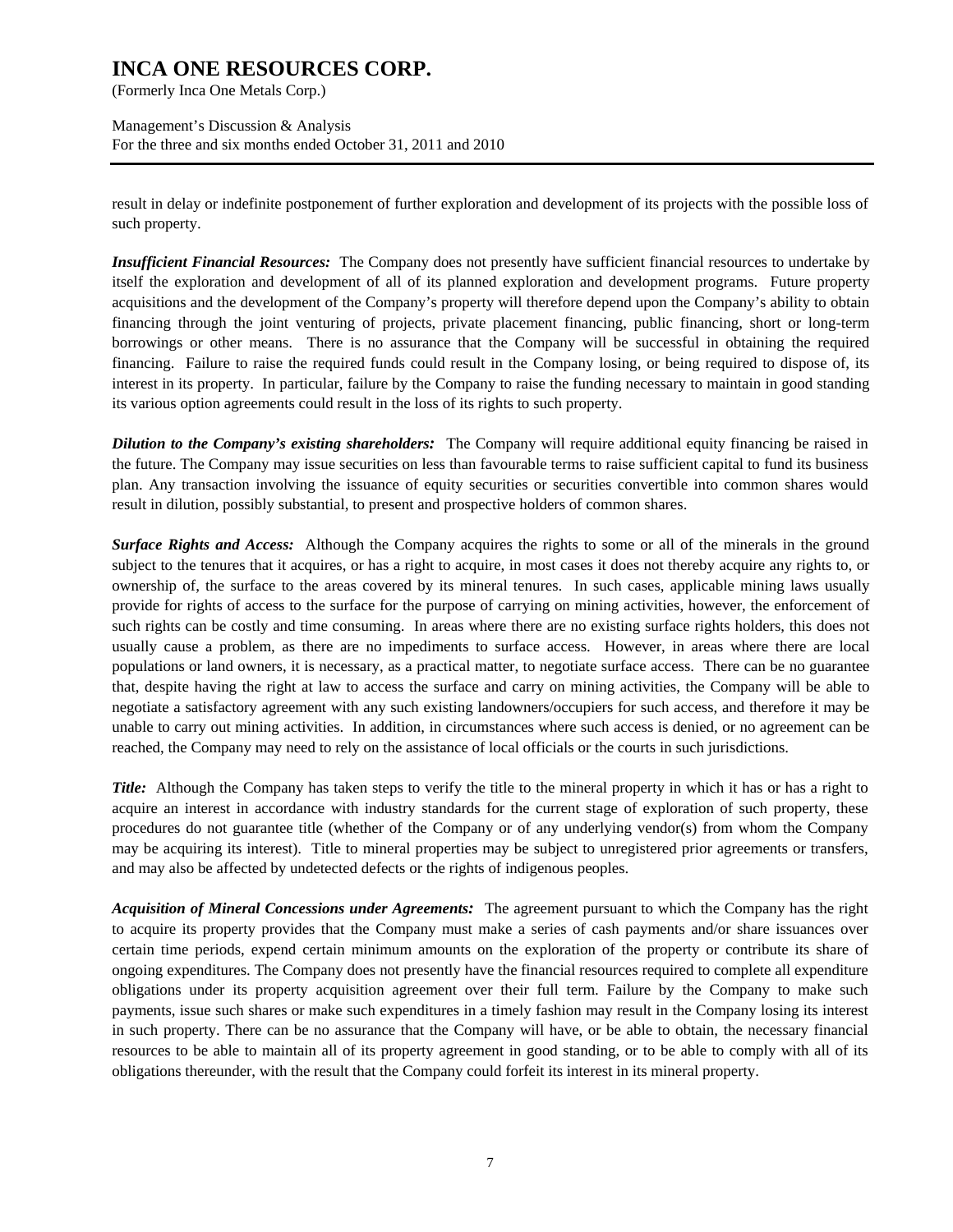result in delay or indefinite postponement of further exploration and development of its projects with the possible loss of such property.

***Insufficient Financial Resources:*** The Company does not presently have sufficient financial resources to undertake by itself the exploration and development of all of its planned exploration and development programs. Future property acquisitions and the development of the Company's property will therefore depend upon the Company's ability to obtain financing through the joint venturing of projects, private placement financing, public financing, short or long-term borrowings or other means. There is no assurance that the Company will be successful in obtaining the required financing. Failure to raise the required funds could result in the Company losing, or being required to dispose of, its interest in its property. In particular, failure by the Company to raise the funding necessary to maintain in good standing its various option agreements could result in the loss of its rights to such property.

***Dilution to the Company's existing shareholders:*** The Company will require additional equity financing be raised in the future. The Company may issue securities on less than favourable terms to raise sufficient capital to fund its business plan. Any transaction involving the issuance of equity securities or securities convertible into common shares would result in dilution, possibly substantial, to present and prospective holders of common shares.

***Surface Rights and Access:*** Although the Company acquires the rights to some or all of the minerals in the ground subject to the tenures that it acquires, or has a right to acquire, in most cases it does not thereby acquire any rights to, or ownership of, the surface to the areas covered by its mineral tenures. In such cases, applicable mining laws usually provide for rights of access to the surface for the purpose of carrying on mining activities, however, the enforcement of such rights can be costly and time consuming. In areas where there are no existing surface rights holders, this does not usually cause a problem, as there are no impediments to surface access. However, in areas where there are local populations or land owners, it is necessary, as a practical matter, to negotiate surface access. There can be no guarantee that, despite having the right at law to access the surface and carry on mining activities, the Company will be able to negotiate a satisfactory agreement with any such existing landowners/occupiers for such access, and therefore it may be unable to carry out mining activities. In addition, in circumstances where such access is denied, or no agreement can be reached, the Company may need to rely on the assistance of local officials or the courts in such jurisdictions.

***Title:*** Although the Company has taken steps to verify the title to the mineral property in which it has or has a right to acquire an interest in accordance with industry standards for the current stage of exploration of such property, these procedures do not guarantee title (whether of the Company or of any underlying vendor(s) from whom the Company may be acquiring its interest). Title to mineral properties may be subject to unregistered prior agreements or transfers, and may also be affected by undetected defects or the rights of indigenous peoples.

***Acquisition of Mineral Concessions under Agreements:*** The agreement pursuant to which the Company has the right to acquire its property provides that the Company must make a series of cash payments and/or share issuances over certain time periods, expend certain minimum amounts on the exploration of the property or contribute its share of ongoing expenditures. The Company does not presently have the financial resources required to complete all expenditure obligations under its property acquisition agreement over their full term. Failure by the Company to make such payments, issue such shares or make such expenditures in a timely fashion may result in the Company losing its interest in such property. There can be no assurance that the Company will have, or be able to obtain, the necessary financial resources to be able to maintain all of its property agreement in good standing, or to be able to comply with all of its obligations thereunder, with the result that the Company could forfeit its interest in its mineral property.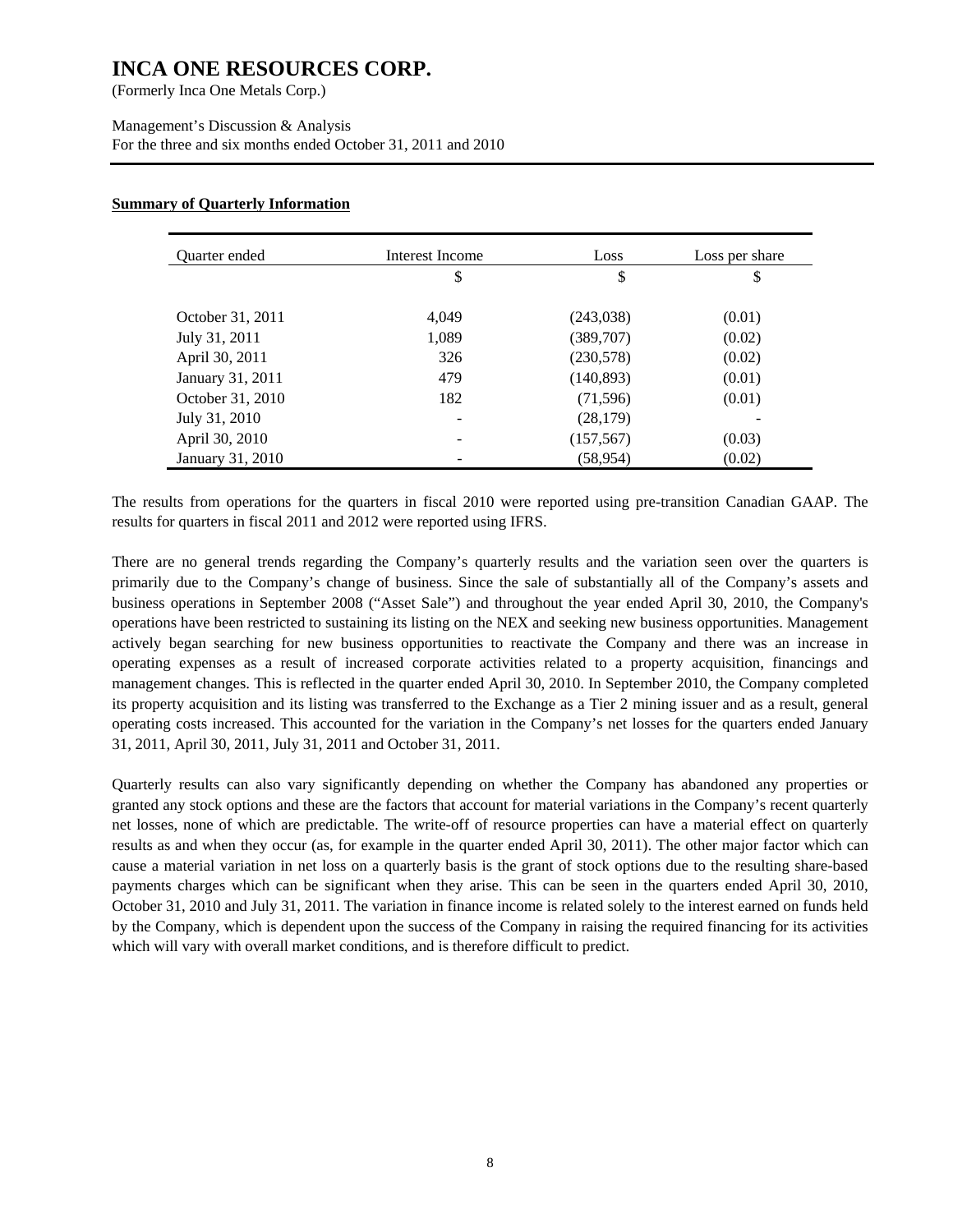# INCA ONE RESOURCES CORP.

(Formerly Inca One Metals Corp.)

Management's Discussion & Analysis
For the three and six months ended October 31, 2011 and 2010

**Summary of Quarterly Information**

| Quarter ended | Interest Income | Loss | Loss per share |
|---|---|---|---|
| | $ | $ | $ |
| October 31, 2011 | 4,049 | (243,038) | (0.01) |
| July 31, 2011 | 1,089 | (389,707) | (0.02) |
| April 30, 2011 | 326 | (230,578) | (0.02) |
| January 31, 2011 | 479 | (140,893) | (0.01) |
| October 31, 2010 | 182 | (71,596) | (0.01) |
| July 31, 2010 | - | (28,179) | - |
| April 30, 2010 | - | (157,567) | (0.03) |
| January 31, 2010 | - | (58,954) | (0.02) |

The results from operations for the quarters in fiscal 2010 were reported using pre-transition Canadian GAAP. The results for quarters in fiscal 2011 and 2012 were reported using IFRS.

There are no general trends regarding the Company's quarterly results and the variation seen over the quarters is primarily due to the Company's change of business. Since the sale of substantially all of the Company's assets and business operations in September 2008 ("Asset Sale") and throughout the year ended April 30, 2010, the Company's operations have been restricted to sustaining its listing on the NEX and seeking new business opportunities. Management actively began searching for new business opportunities to reactivate the Company and there was an increase in operating expenses as a result of increased corporate activities related to a property acquisition, financings and management changes. This is reflected in the quarter ended April 30, 2010. In September 2010, the Company completed its property acquisition and its listing was transferred to the Exchange as a Tier 2 mining issuer and as a result, general operating costs increased. This accounted for the variation in the Company's net losses for the quarters ended January 31, 2011, April 30, 2011, July 31, 2011 and October 31, 2011.

Quarterly results can also vary significantly depending on whether the Company has abandoned any properties or granted any stock options and these are the factors that account for material variations in the Company's recent quarterly net losses, none of which are predictable. The write-off of resource properties can have a material effect on quarterly results as and when they occur (as, for example in the quarter ended April 30, 2011). The other major factor which can cause a material variation in net loss on a quarterly basis is the grant of stock options due to the resulting share-based payments charges which can be significant when they arise. This can be seen in the quarters ended April 30, 2010, October 31, 2010 and July 31, 2011. The variation in finance income is related solely to the interest earned on funds held by the Company, which is dependent upon the success of the Company in raising the required financing for its activities which will vary with overall market conditions, and is therefore difficult to predict.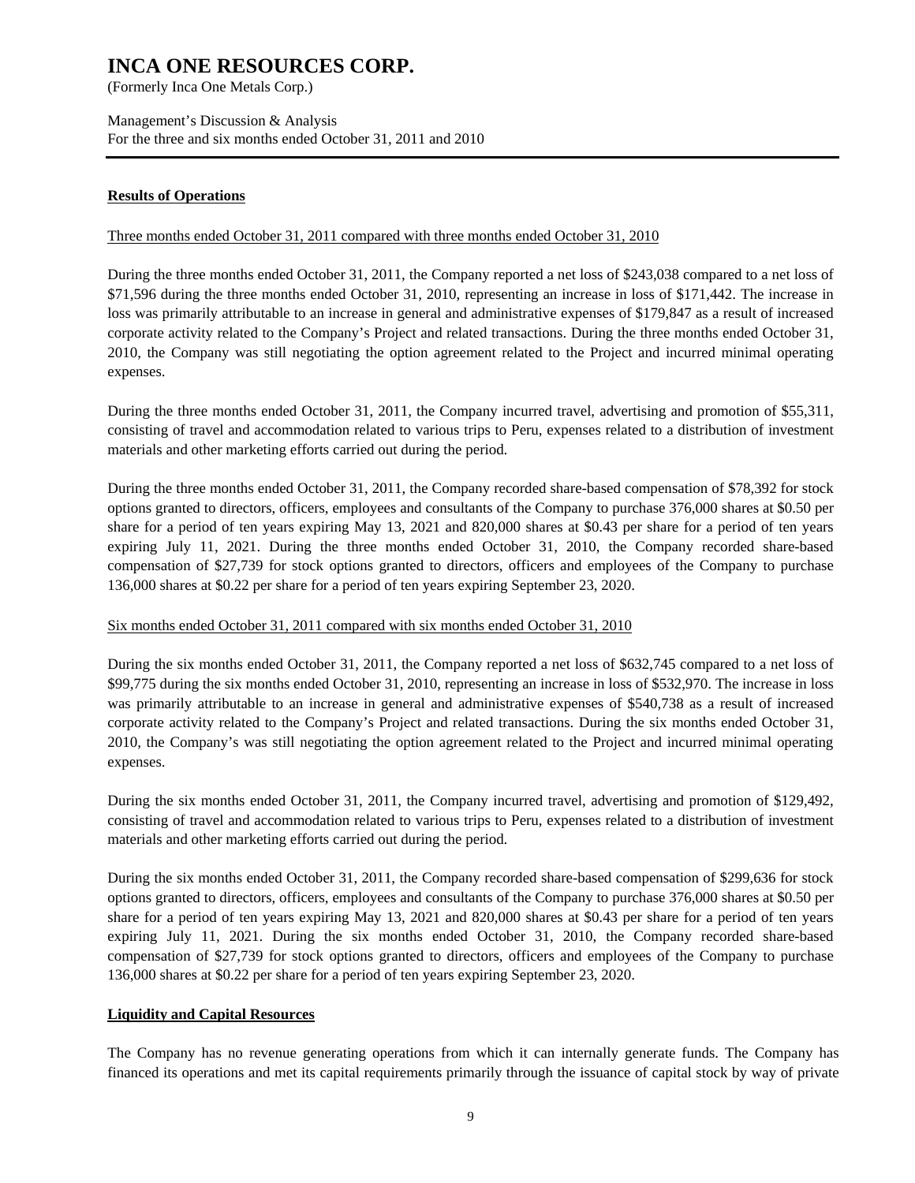## Results of Operations

Three months ended October 31, 2011 compared with three months ended October 31, 2010

During the three months ended October 31, 2011, the Company reported a net loss of $243,038 compared to a net loss of $71,596 during the three months ended October 31, 2010, representing an increase in loss of $171,442. The increase in loss was primarily attributable to an increase in general and administrative expenses of $179,847 as a result of increased corporate activity related to the Company's Project and related transactions. During the three months ended October 31, 2010, the Company was still negotiating the option agreement related to the Project and incurred minimal operating expenses.

During the three months ended October 31, 2011, the Company incurred travel, advertising and promotion of $55,311, consisting of travel and accommodation related to various trips to Peru, expenses related to a distribution of investment materials and other marketing efforts carried out during the period.

During the three months ended October 31, 2011, the Company recorded share-based compensation of $78,392 for stock options granted to directors, officers, employees and consultants of the Company to purchase 376,000 shares at $0.50 per share for a period of ten years expiring May 13, 2021 and 820,000 shares at $0.43 per share for a period of ten years expiring July 11, 2021. During the three months ended October 31, 2010, the Company recorded share-based compensation of $27,739 for stock options granted to directors, officers and employees of the Company to purchase 136,000 shares at $0.22 per share for a period of ten years expiring September 23, 2020.

Six months ended October 31, 2011 compared with six months ended October 31, 2010

During the six months ended October 31, 2011, the Company reported a net loss of $632,745 compared to a net loss of $99,775 during the six months ended October 31, 2010, representing an increase in loss of $532,970. The increase in loss was primarily attributable to an increase in general and administrative expenses of $540,738 as a result of increased corporate activity related to the Company's Project and related transactions. During the six months ended October 31, 2010, the Company's was still negotiating the option agreement related to the Project and incurred minimal operating expenses.

During the six months ended October 31, 2011, the Company incurred travel, advertising and promotion of $129,492, consisting of travel and accommodation related to various trips to Peru, expenses related to a distribution of investment materials and other marketing efforts carried out during the period.

During the six months ended October 31, 2011, the Company recorded share-based compensation of $299,636 for stock options granted to directors, officers, employees and consultants of the Company to purchase 376,000 shares at $0.50 per share for a period of ten years expiring May 13, 2021 and 820,000 shares at $0.43 per share for a period of ten years expiring July 11, 2021. During the six months ended October 31, 2010, the Company recorded share-based compensation of $27,739 for stock options granted to directors, officers and employees of the Company to purchase 136,000 shares at $0.22 per share for a period of ten years expiring September 23, 2020.

## Liquidity and Capital Resources

The Company has no revenue generating operations from which it can internally generate funds. The Company has financed its operations and met its capital requirements primarily through the issuance of capital stock by way of private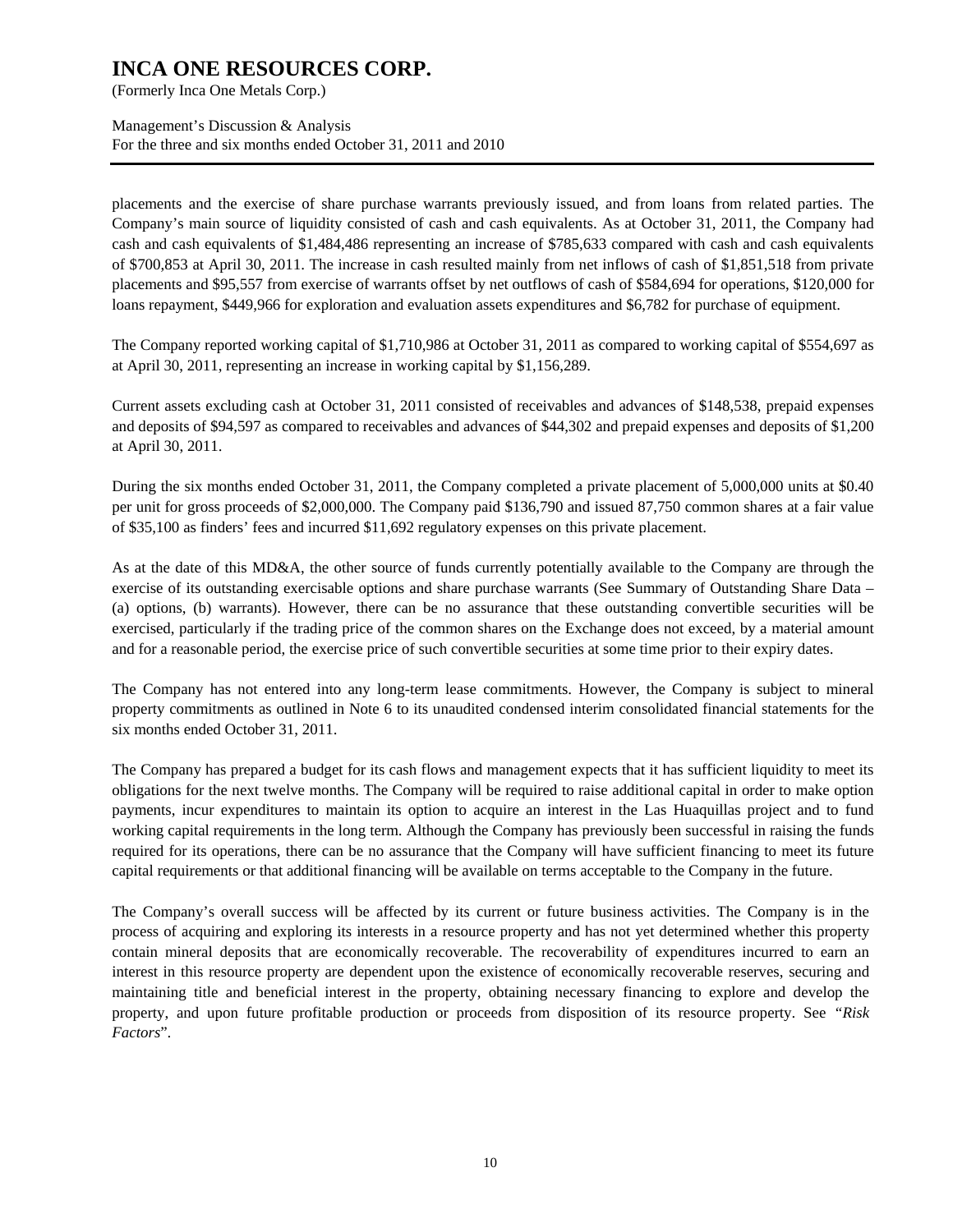placements and the exercise of share purchase warrants previously issued, and from loans from related parties. The Company's main source of liquidity consisted of cash and cash equivalents. As at October 31, 2011, the Company had cash and cash equivalents of $1,484,486 representing an increase of $785,633 compared with cash and cash equivalents of $700,853 at April 30, 2011. The increase in cash resulted mainly from net inflows of cash of $1,851,518 from private placements and $95,557 from exercise of warrants offset by net outflows of cash of $584,694 for operations, $120,000 for loans repayment, $449,966 for exploration and evaluation assets expenditures and $6,782 for purchase of equipment.

The Company reported working capital of $1,710,986 at October 31, 2011 as compared to working capital of $554,697 as at April 30, 2011, representing an increase in working capital by $1,156,289.

Current assets excluding cash at October 31, 2011 consisted of receivables and advances of $148,538, prepaid expenses and deposits of $94,597 as compared to receivables and advances of $44,302 and prepaid expenses and deposits of $1,200 at April 30, 2011.

During the six months ended October 31, 2011, the Company completed a private placement of 5,000,000 units at $0.40 per unit for gross proceeds of $2,000,000. The Company paid $136,790 and issued 87,750 common shares at a fair value of $35,100 as finders' fees and incurred $11,692 regulatory expenses on this private placement.

As at the date of this MD&A, the other source of funds currently potentially available to the Company are through the exercise of its outstanding exercisable options and share purchase warrants (See Summary of Outstanding Share Data – (a) options, (b) warrants). However, there can be no assurance that these outstanding convertible securities will be exercised, particularly if the trading price of the common shares on the Exchange does not exceed, by a material amount and for a reasonable period, the exercise price of such convertible securities at some time prior to their expiry dates.

The Company has not entered into any long-term lease commitments. However, the Company is subject to mineral property commitments as outlined in Note 6 to its unaudited condensed interim consolidated financial statements for the six months ended October 31, 2011.

The Company has prepared a budget for its cash flows and management expects that it has sufficient liquidity to meet its obligations for the next twelve months. The Company will be required to raise additional capital in order to make option payments, incur expenditures to maintain its option to acquire an interest in the Las Huaquillas project and to fund working capital requirements in the long term. Although the Company has previously been successful in raising the funds required for its operations, there can be no assurance that the Company will have sufficient financing to meet its future capital requirements or that additional financing will be available on terms acceptable to the Company in the future.

The Company's overall success will be affected by its current or future business activities. The Company is in the process of acquiring and exploring its interests in a resource property and has not yet determined whether this property contain mineral deposits that are economically recoverable. The recoverability of expenditures incurred to earn an interest in this resource property are dependent upon the existence of economically recoverable reserves, securing and maintaining title and beneficial interest in the property, obtaining necessary financing to explore and develop the property, and upon future profitable production or proceeds from disposition of its resource property. See "*Risk Factors*".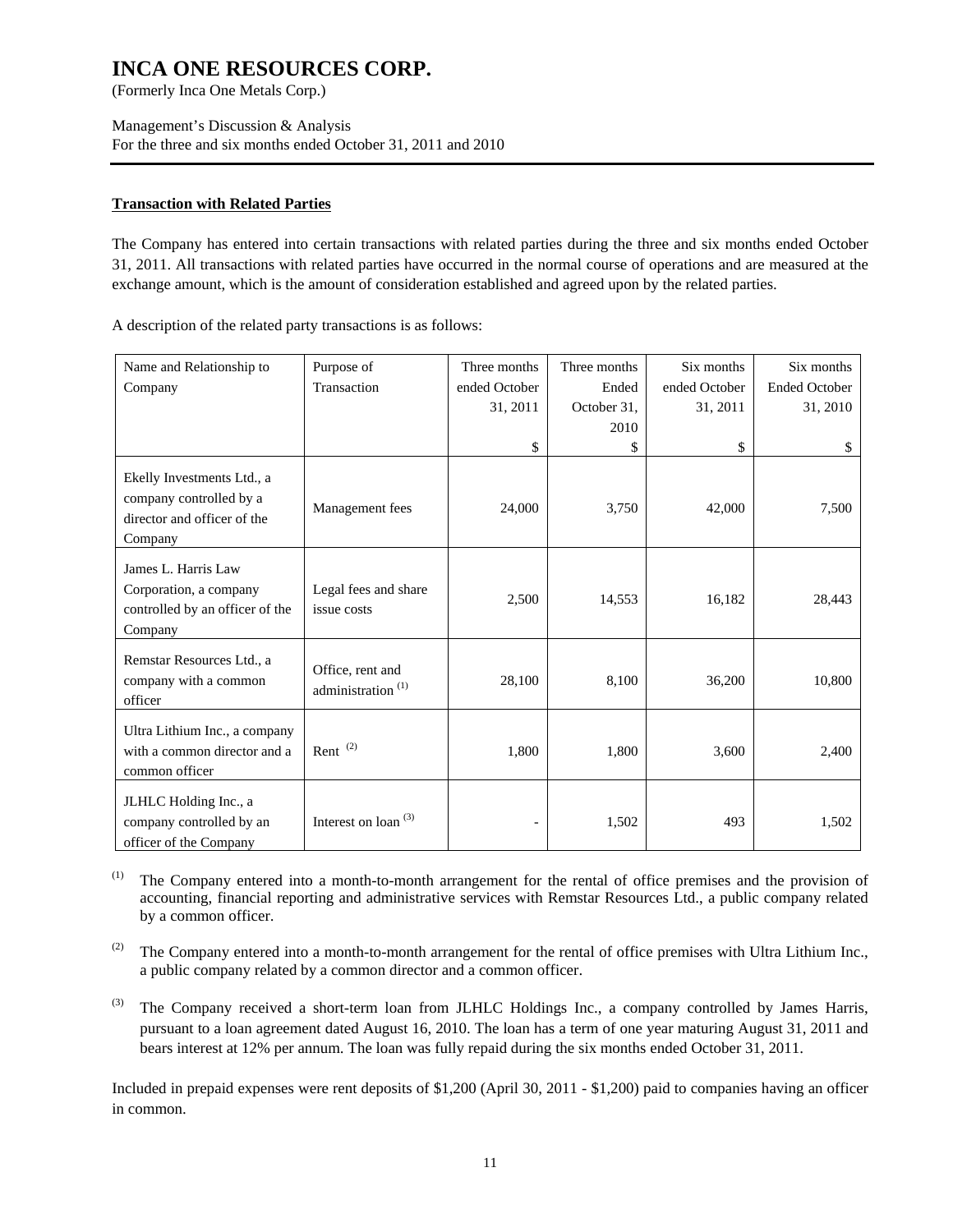# INCA ONE RESOURCES CORP.

(Formerly Inca One Metals Corp.)

Management's Discussion & Analysis
For the three and six months ended October 31, 2011 and 2010

## Transaction with Related Parties

The Company has entered into certain transactions with related parties during the three and six months ended October 31, 2011. All transactions with related parties have occurred in the normal course of operations and are measured at the exchange amount, which is the amount of consideration established and agreed upon by the related parties.

A description of the related party transactions is as follows:

| Name and Relationship to Company | Purpose of Transaction | Three months ended October 31, 2011 $ | Three months Ended October 31, 2010 $ | Six months ended October 31, 2011 $ | Six months Ended October 31, 2010 $ |
|---|---|---|---|---|---|
| Ekelly Investments Ltd., a company controlled by a director and officer of the Company | Management fees | 24,000 | 3,750 | 42,000 | 7,500 |
| James L. Harris Law Corporation, a company controlled by an officer of the Company | Legal fees and share issue costs | 2,500 | 14,553 | 16,182 | 28,443 |
| Remstar Resources Ltd., a company with a common officer | Office, rent and administration (1) | 28,100 | 8,100 | 36,200 | 10,800 |
| Ultra Lithium Inc., a company with a common director and a common officer | Rent (2) | 1,800 | 1,800 | 3,600 | 2,400 |
| JLHLC Holding Inc., a company controlled by an officer of the Company | Interest on loan (3) | - | 1,502 | 493 | 1,502 |

(1) The Company entered into a month-to-month arrangement for the rental of office premises and the provision of accounting, financial reporting and administrative services with Remstar Resources Ltd., a public company related by a common officer.

(2) The Company entered into a month-to-month arrangement for the rental of office premises with Ultra Lithium Inc., a public company related by a common director and a common officer.

(3) The Company received a short-term loan from JLHLC Holdings Inc., a company controlled by James Harris, pursuant to a loan agreement dated August 16, 2010. The loan has a term of one year maturing August 31, 2011 and bears interest at 12% per annum. The loan was fully repaid during the six months ended October 31, 2011.

Included in prepaid expenses were rent deposits of $1,200 (April 30, 2011 - $1,200) paid to companies having an officer in common.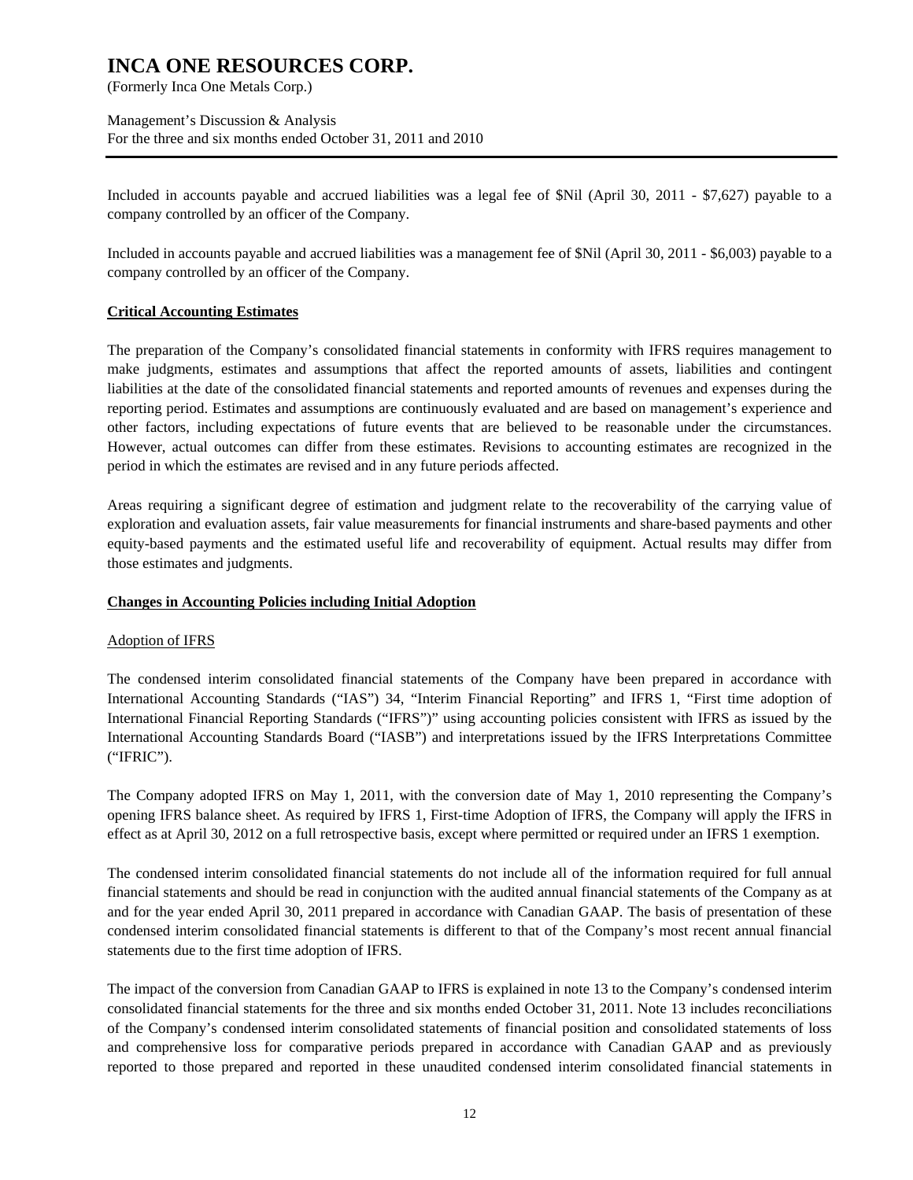Included in accounts payable and accrued liabilities was a legal fee of $Nil (April 30, 2011 - $7,627) payable to a company controlled by an officer of the Company.

Included in accounts payable and accrued liabilities was a management fee of $Nil (April 30, 2011 - $6,003) payable to a company controlled by an officer of the Company.

## Critical Accounting Estimates

The preparation of the Company's consolidated financial statements in conformity with IFRS requires management to make judgments, estimates and assumptions that affect the reported amounts of assets, liabilities and contingent liabilities at the date of the consolidated financial statements and reported amounts of revenues and expenses during the reporting period. Estimates and assumptions are continuously evaluated and are based on management's experience and other factors, including expectations of future events that are believed to be reasonable under the circumstances. However, actual outcomes can differ from these estimates. Revisions to accounting estimates are recognized in the period in which the estimates are revised and in any future periods affected.

Areas requiring a significant degree of estimation and judgment relate to the recoverability of the carrying value of exploration and evaluation assets, fair value measurements for financial instruments and share-based payments and other equity-based payments and the estimated useful life and recoverability of equipment. Actual results may differ from those estimates and judgments.

## Changes in Accounting Policies including Initial Adoption

### Adoption of IFRS

The condensed interim consolidated financial statements of the Company have been prepared in accordance with International Accounting Standards ("IAS") 34, "Interim Financial Reporting" and IFRS 1, "First time adoption of International Financial Reporting Standards ("IFRS")" using accounting policies consistent with IFRS as issued by the International Accounting Standards Board ("IASB") and interpretations issued by the IFRS Interpretations Committee ("IFRIC").

The Company adopted IFRS on May 1, 2011, with the conversion date of May 1, 2010 representing the Company's opening IFRS balance sheet. As required by IFRS 1, First-time Adoption of IFRS, the Company will apply the IFRS in effect as at April 30, 2012 on a full retrospective basis, except where permitted or required under an IFRS 1 exemption.

The condensed interim consolidated financial statements do not include all of the information required for full annual financial statements and should be read in conjunction with the audited annual financial statements of the Company as at and for the year ended April 30, 2011 prepared in accordance with Canadian GAAP. The basis of presentation of these condensed interim consolidated financial statements is different to that of the Company's most recent annual financial statements due to the first time adoption of IFRS.

The impact of the conversion from Canadian GAAP to IFRS is explained in note 13 to the Company's condensed interim consolidated financial statements for the three and six months ended October 31, 2011. Note 13 includes reconciliations of the Company's condensed interim consolidated statements of financial position and consolidated statements of loss and comprehensive loss for comparative periods prepared in accordance with Canadian GAAP and as previously reported to those prepared and reported in these unaudited condensed interim consolidated financial statements in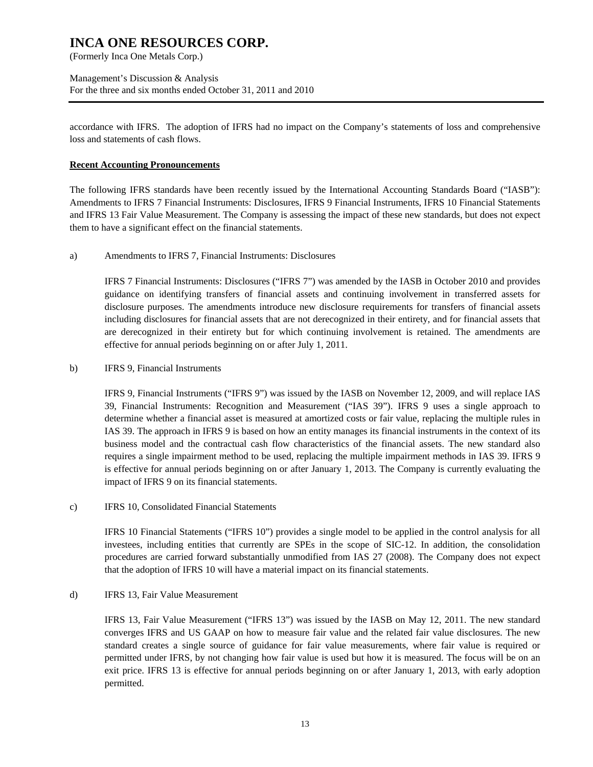accordance with IFRS. The adoption of IFRS had no impact on the Company's statements of loss and comprehensive loss and statements of cash flows.

## **Recent Accounting Pronouncements**

The following IFRS standards have been recently issued by the International Accounting Standards Board ("IASB"): Amendments to IFRS 7 Financial Instruments: Disclosures, IFRS 9 Financial Instruments, IFRS 10 Financial Statements and IFRS 13 Fair Value Measurement. The Company is assessing the impact of these new standards, but does not expect them to have a significant effect on the financial statements.

a) Amendments to IFRS 7, Financial Instruments: Disclosures

IFRS 7 Financial Instruments: Disclosures ("IFRS 7") was amended by the IASB in October 2010 and provides guidance on identifying transfers of financial assets and continuing involvement in transferred assets for disclosure purposes. The amendments introduce new disclosure requirements for transfers of financial assets including disclosures for financial assets that are not derecognized in their entirety, and for financial assets that are derecognized in their entirety but for which continuing involvement is retained. The amendments are effective for annual periods beginning on or after July 1, 2011.

b) IFRS 9, Financial Instruments

IFRS 9, Financial Instruments ("IFRS 9") was issued by the IASB on November 12, 2009, and will replace IAS 39, Financial Instruments: Recognition and Measurement ("IAS 39"). IFRS 9 uses a single approach to determine whether a financial asset is measured at amortized costs or fair value, replacing the multiple rules in IAS 39. The approach in IFRS 9 is based on how an entity manages its financial instruments in the context of its business model and the contractual cash flow characteristics of the financial assets. The new standard also requires a single impairment method to be used, replacing the multiple impairment methods in IAS 39. IFRS 9 is effective for annual periods beginning on or after January 1, 2013. The Company is currently evaluating the impact of IFRS 9 on its financial statements.

c) IFRS 10, Consolidated Financial Statements

IFRS 10 Financial Statements ("IFRS 10") provides a single model to be applied in the control analysis for all investees, including entities that currently are SPEs in the scope of SIC-12. In addition, the consolidation procedures are carried forward substantially unmodified from IAS 27 (2008). The Company does not expect that the adoption of IFRS 10 will have a material impact on its financial statements.

d) IFRS 13, Fair Value Measurement

IFRS 13, Fair Value Measurement ("IFRS 13") was issued by the IASB on May 12, 2011. The new standard converges IFRS and US GAAP on how to measure fair value and the related fair value disclosures. The new standard creates a single source of guidance for fair value measurements, where fair value is required or permitted under IFRS, by not changing how fair value is used but how it is measured. The focus will be on an exit price. IFRS 13 is effective for annual periods beginning on or after January 1, 2013, with early adoption permitted.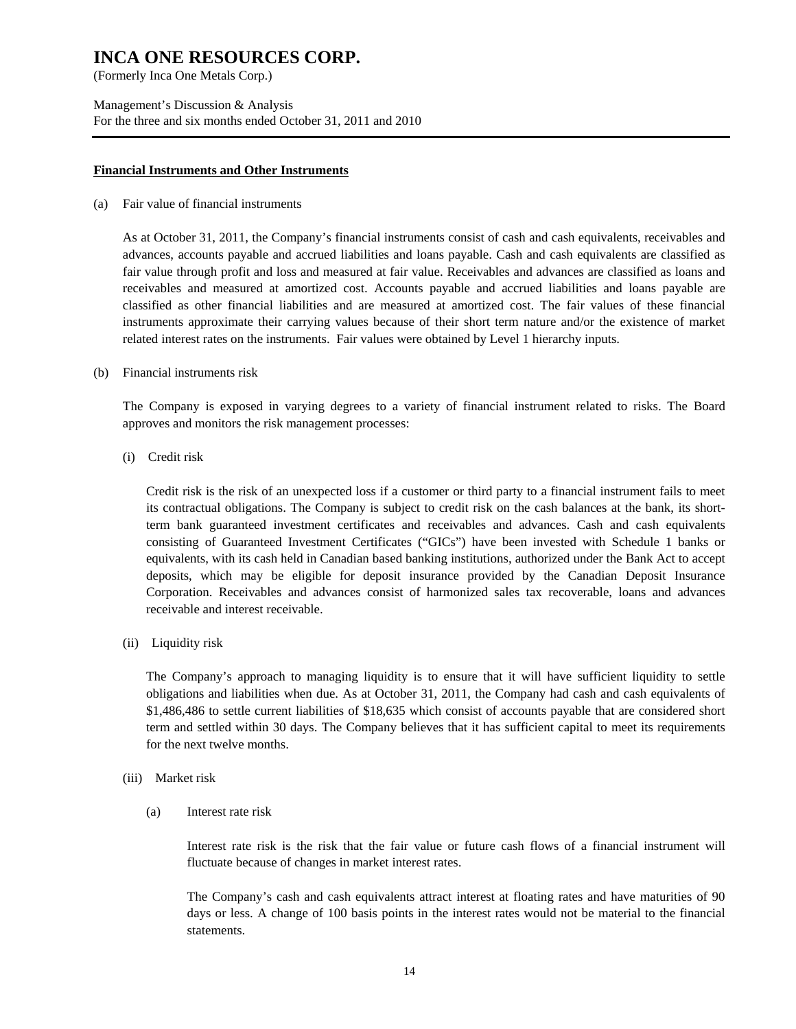**Financial Instruments and Other Instruments**

(a) Fair value of financial instruments

As at October 31, 2011, the Company's financial instruments consist of cash and cash equivalents, receivables and advances, accounts payable and accrued liabilities and loans payable. Cash and cash equivalents are classified as fair value through profit and loss and measured at fair value. Receivables and advances are classified as loans and receivables and measured at amortized cost. Accounts payable and accrued liabilities and loans payable are classified as other financial liabilities and are measured at amortized cost. The fair values of these financial instruments approximate their carrying values because of their short term nature and/or the existence of market related interest rates on the instruments. Fair values were obtained by Level 1 hierarchy inputs.

(b) Financial instruments risk

The Company is exposed in varying degrees to a variety of financial instrument related to risks. The Board approves and monitors the risk management processes:

(i) Credit risk

Credit risk is the risk of an unexpected loss if a customer or third party to a financial instrument fails to meet its contractual obligations. The Company is subject to credit risk on the cash balances at the bank, its short-term bank guaranteed investment certificates and receivables and advances. Cash and cash equivalents consisting of Guaranteed Investment Certificates ("GICs") have been invested with Schedule 1 banks or equivalents, with its cash held in Canadian based banking institutions, authorized under the Bank Act to accept deposits, which may be eligible for deposit insurance provided by the Canadian Deposit Insurance Corporation. Receivables and advances consist of harmonized sales tax recoverable, loans and advances receivable and interest receivable.

(ii) Liquidity risk

The Company's approach to managing liquidity is to ensure that it will have sufficient liquidity to settle obligations and liabilities when due. As at October 31, 2011, the Company had cash and cash equivalents of $1,486,486 to settle current liabilities of $18,635 which consist of accounts payable that are considered short term and settled within 30 days. The Company believes that it has sufficient capital to meet its requirements for the next twelve months.

(iii) Market risk

(a) Interest rate risk

Interest rate risk is the risk that the fair value or future cash flows of a financial instrument will fluctuate because of changes in market interest rates.

The Company's cash and cash equivalents attract interest at floating rates and have maturities of 90 days or less. A change of 100 basis points in the interest rates would not be material to the financial statements.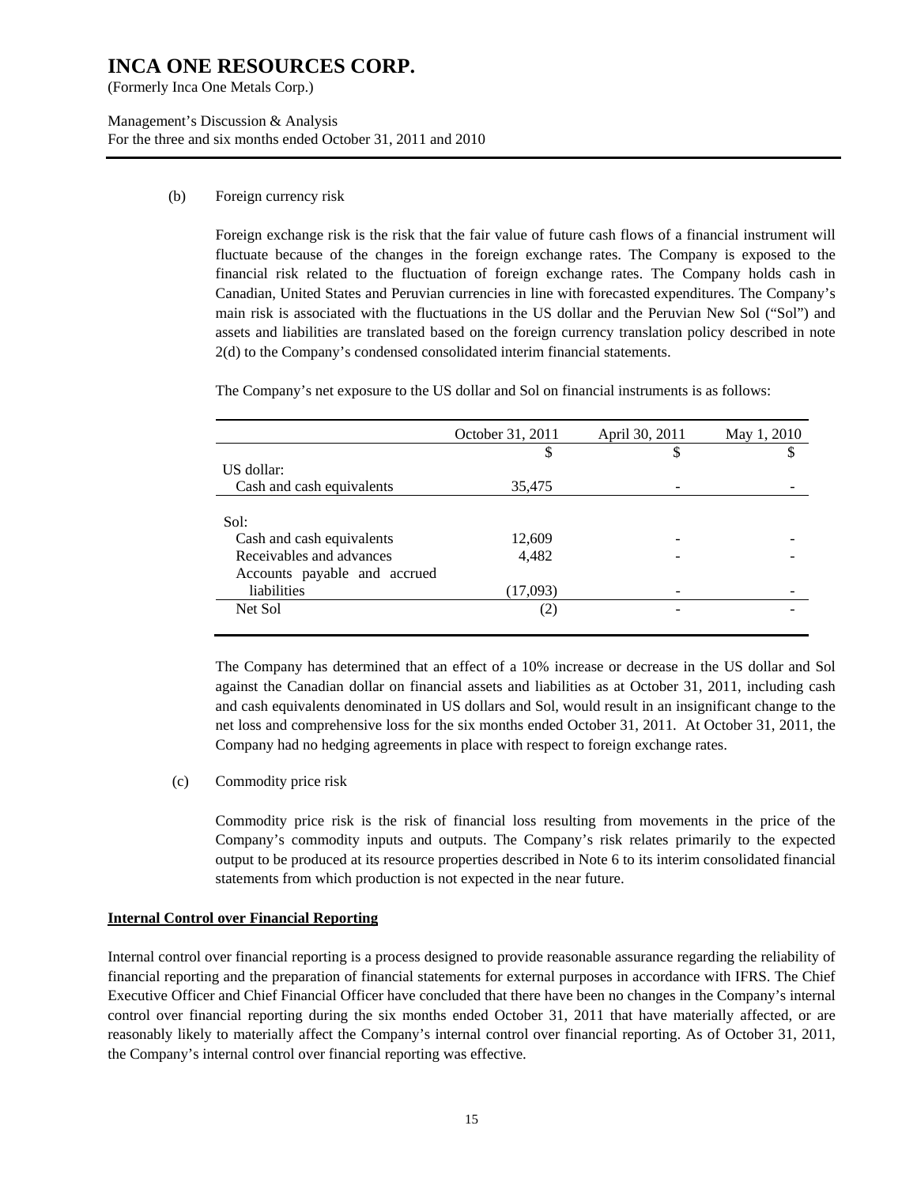(b) Foreign currency risk

Foreign exchange risk is the risk that the fair value of future cash flows of a financial instrument will fluctuate because of the changes in the foreign exchange rates. The Company is exposed to the financial risk related to the fluctuation of foreign exchange rates. The Company holds cash in Canadian, United States and Peruvian currencies in line with forecasted expenditures. The Company's main risk is associated with the fluctuations in the US dollar and the Peruvian New Sol ("Sol") and assets and liabilities are translated based on the foreign currency translation policy described in note 2(d) to the Company's condensed consolidated interim financial statements.

The Company's net exposure to the US dollar and Sol on financial instruments is as follows:

| | October 31, 2011 | April 30, 2011 | May 1, 2010 |
|---|---|---|---|
| | $ | $ | $ |
| US dollar: | | | |
| Cash and cash equivalents | 35,475 | - | - |
| Sol: | | | |
| Cash and cash equivalents | 12,609 | - | - |
| Receivables and advances | 4,482 | - | - |
| Accounts payable and accrued liabilities | (17,093) | - | - |
| Net Sol | (2) | - | - |

The Company has determined that an effect of a 10% increase or decrease in the US dollar and Sol against the Canadian dollar on financial assets and liabilities as at October 31, 2011, including cash and cash equivalents denominated in US dollars and Sol, would result in an insignificant change to the net loss and comprehensive loss for the six months ended October 31, 2011. At October 31, 2011, the Company had no hedging agreements in place with respect to foreign exchange rates.

(c) Commodity price risk

Commodity price risk is the risk of financial loss resulting from movements in the price of the Company's commodity inputs and outputs. The Company's risk relates primarily to the expected output to be produced at its resource properties described in Note 6 to its interim consolidated financial statements from which production is not expected in the near future.

## Internal Control over Financial Reporting

Internal control over financial reporting is a process designed to provide reasonable assurance regarding the reliability of financial reporting and the preparation of financial statements for external purposes in accordance with IFRS. The Chief Executive Officer and Chief Financial Officer have concluded that there have been no changes in the Company's internal control over financial reporting during the six months ended October 31, 2011 that have materially affected, or are reasonably likely to materially affect the Company's internal control over financial reporting. As of October 31, 2011, the Company's internal control over financial reporting was effective.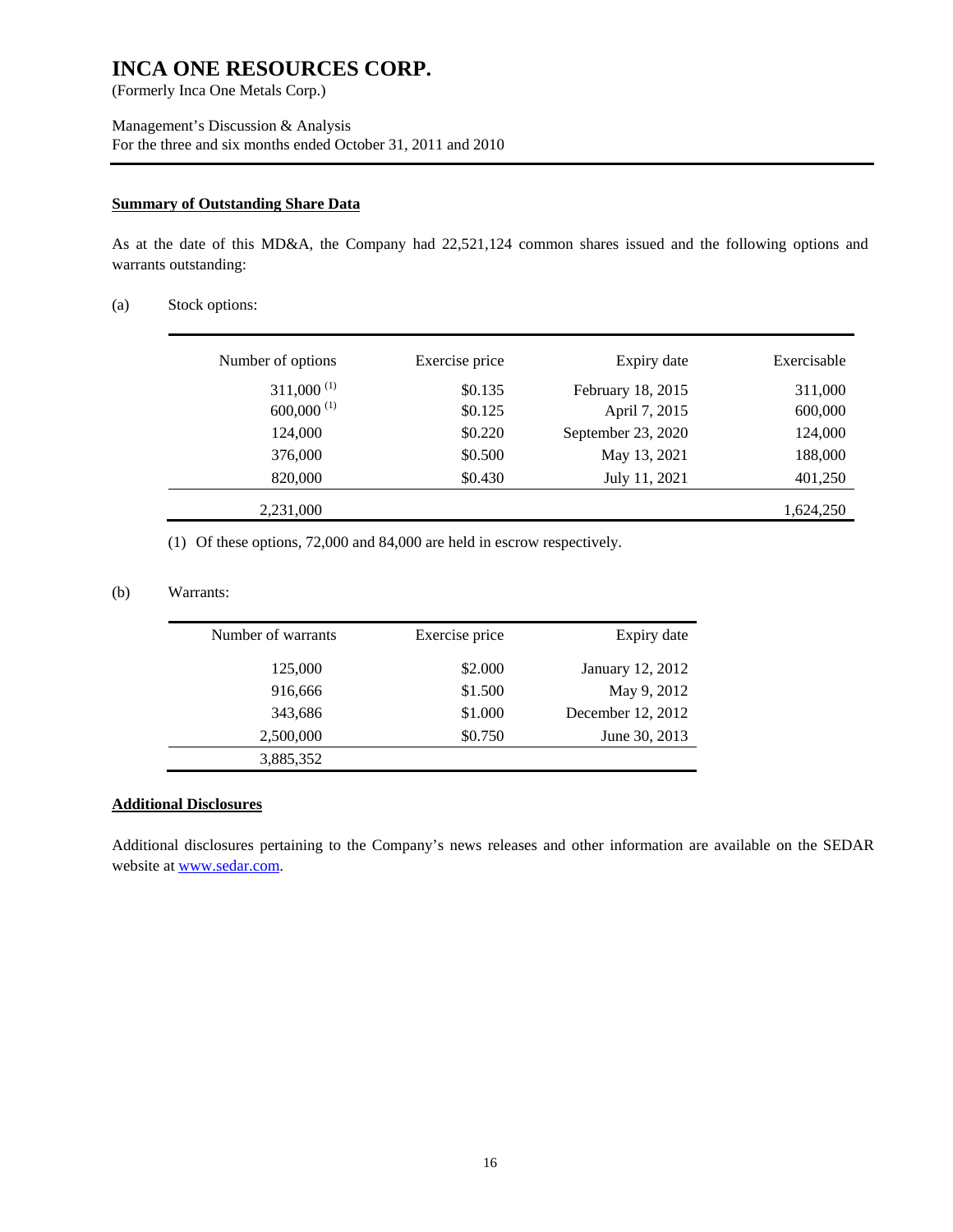# INCA ONE RESOURCES CORP.

(Formerly Inca One Metals Corp.)

Management's Discussion & Analysis
For the three and six months ended October 31, 2011 and 2010

**Summary of Outstanding Share Data**

As at the date of this MD&A, the Company had 22,521,124 common shares issued and the following options and warrants outstanding:

(a) Stock options:

| Number of options | Exercise price | Expiry date | Exercisable |
|---|---|---|---|
| 311,000 (1) | $0.135 | February 18, 2015 | 311,000 |
| 600,000 (1) | $0.125 | April 7, 2015 | 600,000 |
| 124,000 | $0.220 | September 23, 2020 | 124,000 |
| 376,000 | $0.500 | May 13, 2021 | 188,000 |
| 820,000 | $0.430 | July 11, 2021 | 401,250 |
| 2,231,000 | | | 1,624,250 |

(1) Of these options, 72,000 and 84,000 are held in escrow respectively.

(b) Warrants:

| Number of warrants | Exercise price | Expiry date |
|---|---|---|
| 125,000 | $2.000 | January 12, 2012 |
| 916,666 | $1.500 | May 9, 2012 |
| 343,686 | $1.000 | December 12, 2012 |
| 2,500,000 | $0.750 | June 30, 2013 |
| 3,885,352 | | |

**Additional Disclosures**

Additional disclosures pertaining to the Company's news releases and other information are available on the SEDAR website at www.sedar.com.